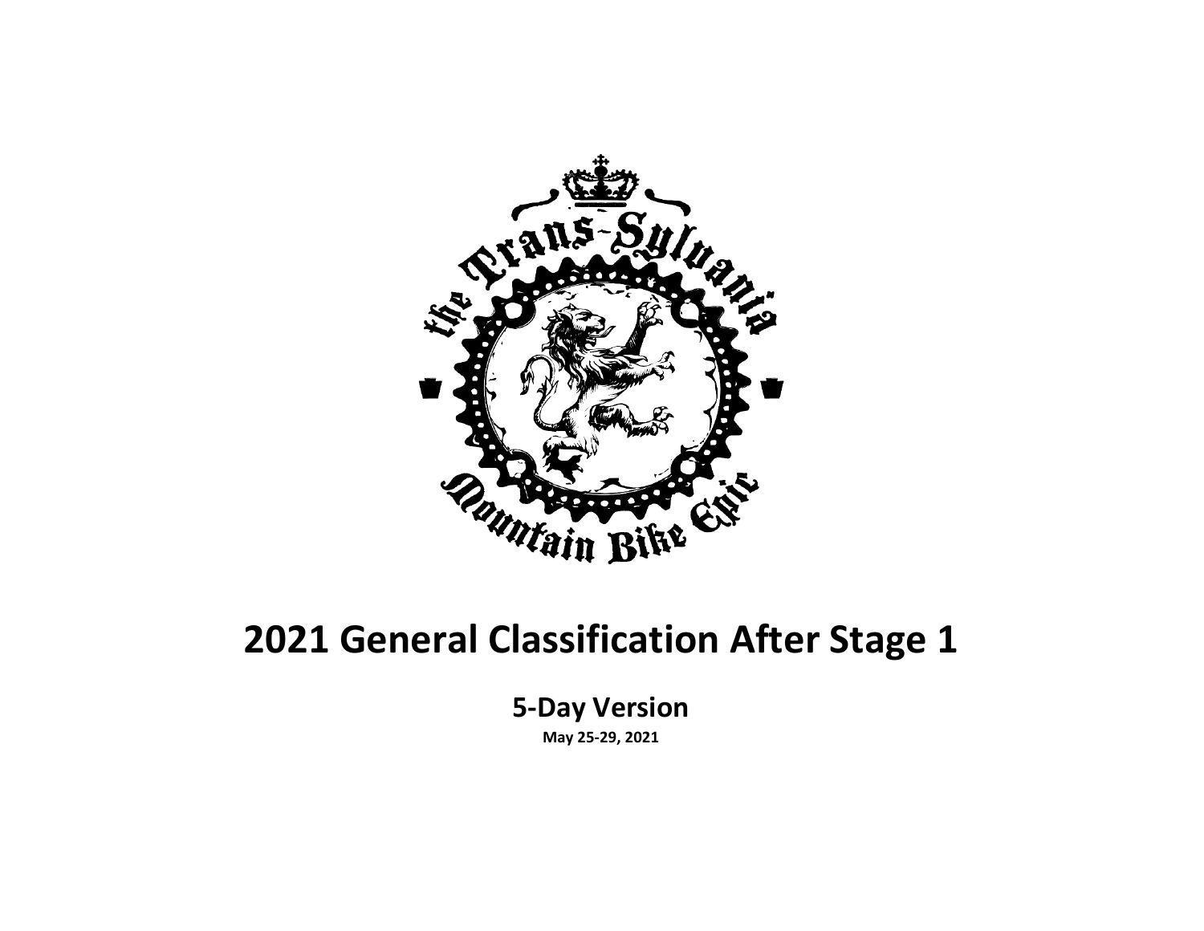# 2021 General Classification After Stage 1

## 5-Day Version

**May 25-29, 2021**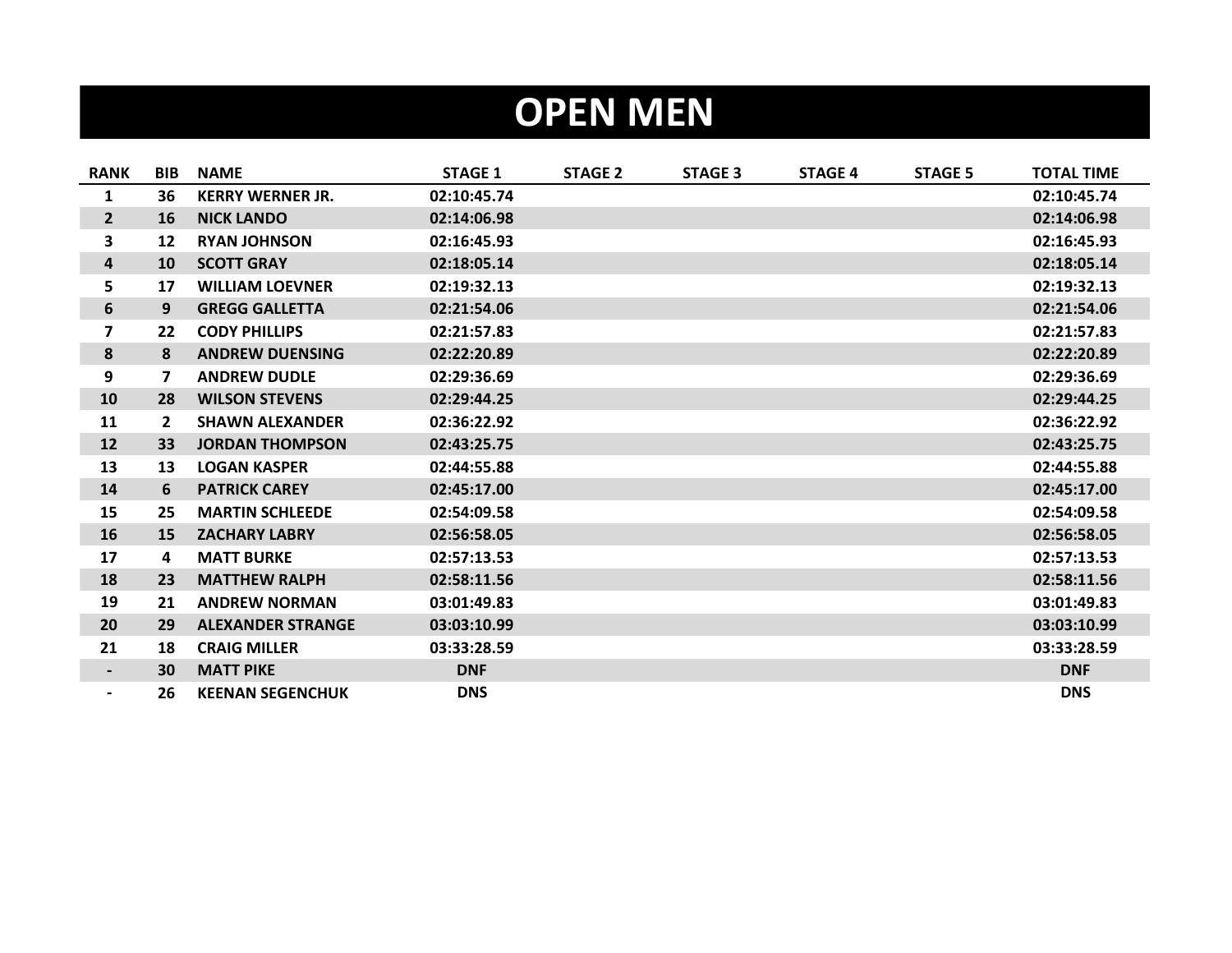# OPEN MEN

| RANK | BIB | NAME | STAGE 1 | STAGE 2 | STAGE 3 | STAGE 4 | STAGE 5 | TOTAL TIME |
|---|---|---|---|---|---|---|---|---|
| 1 | 36 | KERRY WERNER JR. | 02:10:45.74 | | | | | 02:10:45.74 |
| 2 | 16 | NICK LANDO | 02:14:06.98 | | | | | 02:14:06.98 |
| 3 | 12 | RYAN JOHNSON | 02:16:45.93 | | | | | 02:16:45.93 |
| 4 | 10 | SCOTT GRAY | 02:18:05.14 | | | | | 02:18:05.14 |
| 5 | 17 | WILLIAM LOEVNER | 02:19:32.13 | | | | | 02:19:32.13 |
| 6 | 9 | GREGG GALLETTA | 02:21:54.06 | | | | | 02:21:54.06 |
| 7 | 22 | CODY PHILLIPS | 02:21:57.83 | | | | | 02:21:57.83 |
| 8 | 8 | ANDREW DUENSING | 02:22:20.89 | | | | | 02:22:20.89 |
| 9 | 7 | ANDREW DUDLE | 02:29:36.69 | | | | | 02:29:36.69 |
| 10 | 28 | WILSON STEVENS | 02:29:44.25 | | | | | 02:29:44.25 |
| 11 | 2 | SHAWN ALEXANDER | 02:36:22.92 | | | | | 02:36:22.92 |
| 12 | 33 | JORDAN THOMPSON | 02:43:25.75 | | | | | 02:43:25.75 |
| 13 | 13 | LOGAN KASPER | 02:44:55.88 | | | | | 02:44:55.88 |
| 14 | 6 | PATRICK CAREY | 02:45:17.00 | | | | | 02:45:17.00 |
| 15 | 25 | MARTIN SCHLEEDE | 02:54:09.58 | | | | | 02:54:09.58 |
| 16 | 15 | ZACHARY LABRY | 02:56:58.05 | | | | | 02:56:58.05 |
| 17 | 4 | MATT BURKE | 02:57:13.53 | | | | | 02:57:13.53 |
| 18 | 23 | MATTHEW RALPH | 02:58:11.56 | | | | | 02:58:11.56 |
| 19 | 21 | ANDREW NORMAN | 03:01:49.83 | | | | | 03:01:49.83 |
| 20 | 29 | ALEXANDER STRANGE | 03:03:10.99 | | | | | 03:03:10.99 |
| 21 | 18 | CRAIG MILLER | 03:33:28.59 | | | | | 03:33:28.59 |
| - | 30 | MATT PIKE | DNF | | | | | DNF |
| - | 26 | KEENAN SEGENCHUK | DNS | | | | | DNS |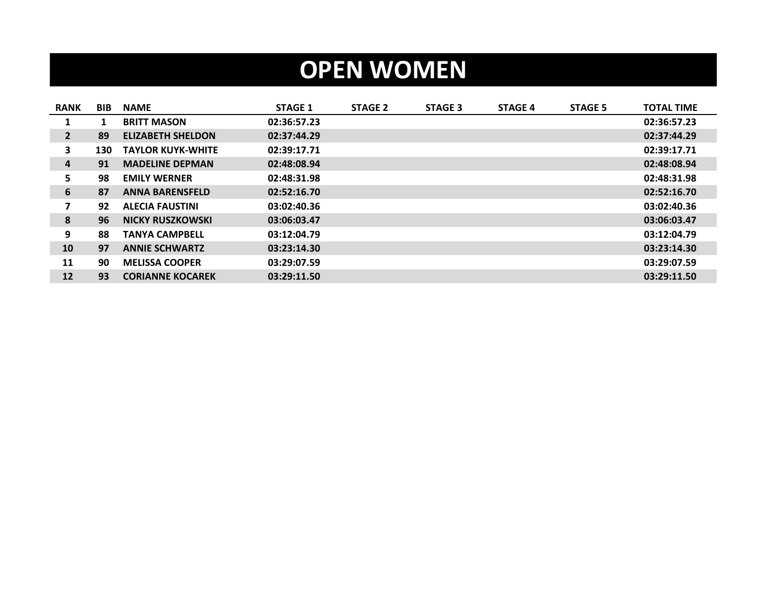# OPEN WOMEN

| RANK | BIB | NAME | STAGE 1 | STAGE 2 | STAGE 3 | STAGE 4 | STAGE 5 | TOTAL TIME |
|---|---|---|---|---|---|---|---|---|
| 1 | 1 | BRITT MASON | 02:36:57.23 | | | | | 02:36:57.23 |
| 2 | 89 | ELIZABETH SHELDON | 02:37:44.29 | | | | | 02:37:44.29 |
| 3 | 130 | TAYLOR KUYK-WHITE | 02:39:17.71 | | | | | 02:39:17.71 |
| 4 | 91 | MADELINE DEPMAN | 02:48:08.94 | | | | | 02:48:08.94 |
| 5 | 98 | EMILY WERNER | 02:48:31.98 | | | | | 02:48:31.98 |
| 6 | 87 | ANNA BARENSFELD | 02:52:16.70 | | | | | 02:52:16.70 |
| 7 | 92 | ALECIA FAUSTINI | 03:02:40.36 | | | | | 03:02:40.36 |
| 8 | 96 | NICKY RUSZKOWSKI | 03:06:03.47 | | | | | 03:06:03.47 |
| 9 | 88 | TANYA CAMPBELL | 03:12:04.79 | | | | | 03:12:04.79 |
| 10 | 97 | ANNIE SCHWARTZ | 03:23:14.30 | | | | | 03:23:14.30 |
| 11 | 90 | MELISSA COOPER | 03:29:07.59 | | | | | 03:29:07.59 |
| 12 | 93 | CORIANNE KOCAREK | 03:29:11.50 | | | | | 03:29:11.50 |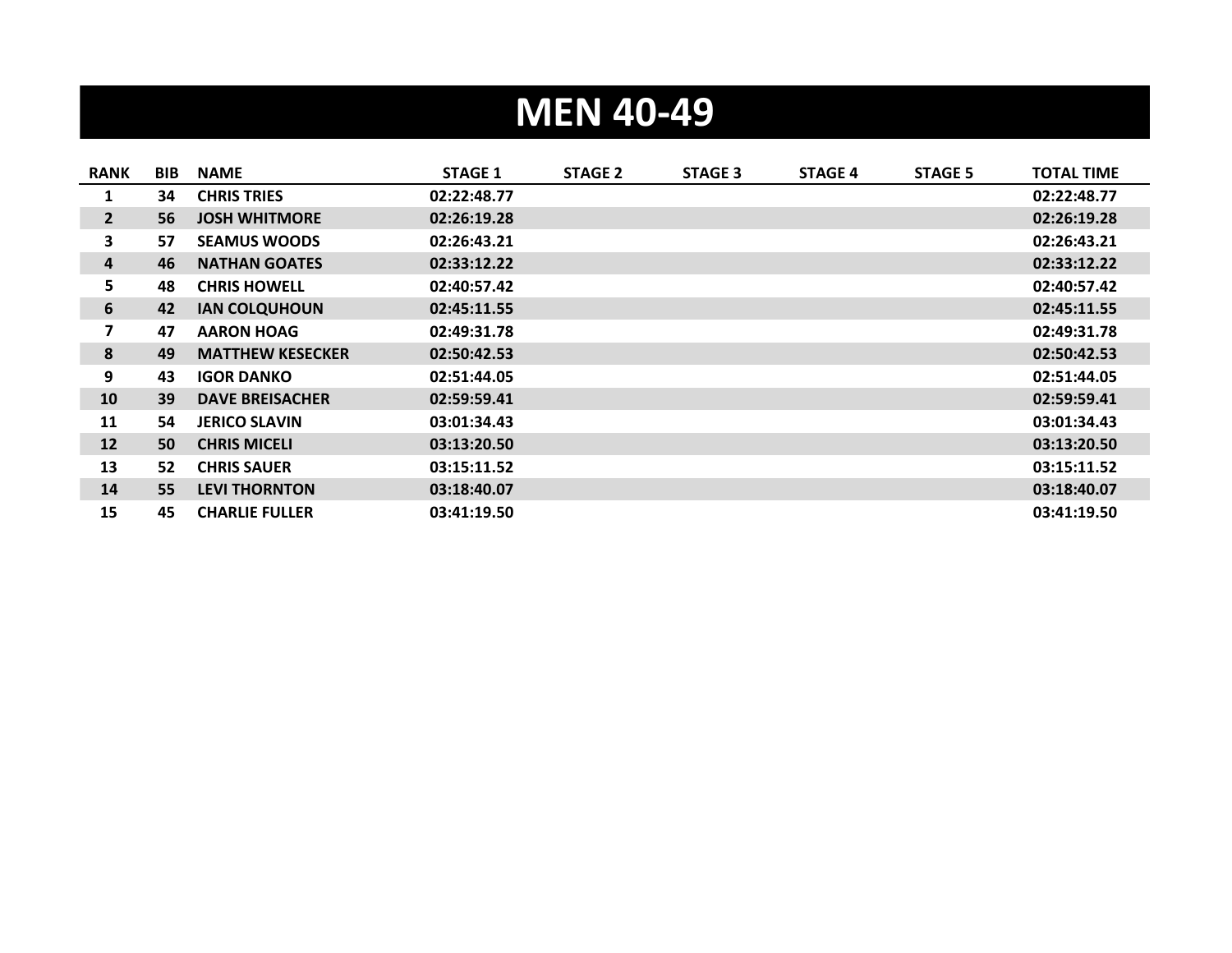# MEN 40-49

| RANK | BIB | NAME | STAGE 1 | STAGE 2 | STAGE 3 | STAGE 4 | STAGE 5 | TOTAL TIME |
|---|---|---|---|---|---|---|---|---|
| 1 | 34 | CHRIS TRIES | 02:22:48.77 | | | | | 02:22:48.77 |
| 2 | 56 | JOSH WHITMORE | 02:26:19.28 | | | | | 02:26:19.28 |
| 3 | 57 | SEAMUS WOODS | 02:26:43.21 | | | | | 02:26:43.21 |
| 4 | 46 | NATHAN GOATES | 02:33:12.22 | | | | | 02:33:12.22 |
| 5 | 48 | CHRIS HOWELL | 02:40:57.42 | | | | | 02:40:57.42 |
| 6 | 42 | IAN COLQUHOUN | 02:45:11.55 | | | | | 02:45:11.55 |
| 7 | 47 | AARON HOAG | 02:49:31.78 | | | | | 02:49:31.78 |
| 8 | 49 | MATTHEW KESECKER | 02:50:42.53 | | | | | 02:50:42.53 |
| 9 | 43 | IGOR DANKO | 02:51:44.05 | | | | | 02:51:44.05 |
| 10 | 39 | DAVE BREISACHER | 02:59:59.41 | | | | | 02:59:59.41 |
| 11 | 54 | JERICO SLAVIN | 03:01:34.43 | | | | | 03:01:34.43 |
| 12 | 50 | CHRIS MICELI | 03:13:20.50 | | | | | 03:13:20.50 |
| 13 | 52 | CHRIS SAUER | 03:15:11.52 | | | | | 03:15:11.52 |
| 14 | 55 | LEVI THORNTON | 03:18:40.07 | | | | | 03:18:40.07 |
| 15 | 45 | CHARLIE FULLER | 03:41:19.50 | | | | | 03:41:19.50 |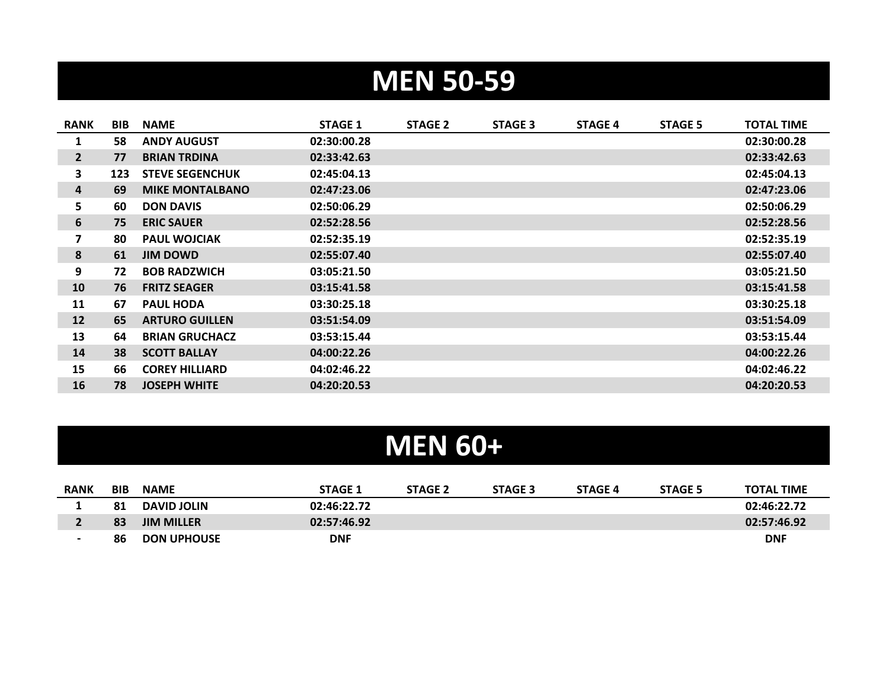# MEN 50-59

| RANK | BIB | NAME | STAGE 1 | STAGE 2 | STAGE 3 | STAGE 4 | STAGE 5 | TOTAL TIME |
|---|---|---|---|---|---|---|---|---|
| 1 | 58 | ANDY AUGUST | 02:30:00.28 | | | | | 02:30:00.28 |
| 2 | 77 | BRIAN TRDINA | 02:33:42.63 | | | | | 02:33:42.63 |
| 3 | 123 | STEVE SEGENCHUK | 02:45:04.13 | | | | | 02:45:04.13 |
| 4 | 69 | MIKE MONTALBANO | 02:47:23.06 | | | | | 02:47:23.06 |
| 5 | 60 | DON DAVIS | 02:50:06.29 | | | | | 02:50:06.29 |
| 6 | 75 | ERIC SAUER | 02:52:28.56 | | | | | 02:52:28.56 |
| 7 | 80 | PAUL WOJCIAK | 02:52:35.19 | | | | | 02:52:35.19 |
| 8 | 61 | JIM DOWD | 02:55:07.40 | | | | | 02:55:07.40 |
| 9 | 72 | BOB RADZWICH | 03:05:21.50 | | | | | 03:05:21.50 |
| 10 | 76 | FRITZ SEAGER | 03:15:41.58 | | | | | 03:15:41.58 |
| 11 | 67 | PAUL HODA | 03:30:25.18 | | | | | 03:30:25.18 |
| 12 | 65 | ARTURO GUILLEN | 03:51:54.09 | | | | | 03:51:54.09 |
| 13 | 64 | BRIAN GRUCHACZ | 03:53:15.44 | | | | | 03:53:15.44 |
| 14 | 38 | SCOTT BALLAY | 04:00:22.26 | | | | | 04:00:22.26 |
| 15 | 66 | COREY HILLIARD | 04:02:46.22 | | | | | 04:02:46.22 |
| 16 | 78 | JOSEPH WHITE | 04:20:20.53 | | | | | 04:20:20.53 |

# MEN 60+

| RANK | BIB | NAME | STAGE 1 | STAGE 2 | STAGE 3 | STAGE 4 | STAGE 5 | TOTAL TIME |
|---|---|---|---|---|---|---|---|---|
| 1 | 81 | DAVID JOLIN | 02:46:22.72 | | | | | 02:46:22.72 |
| 2 | 83 | JIM MILLER | 02:57:46.92 | | | | | 02:57:46.92 |
| - | 86 | DON UPHOUSE | DNF | | | | | DNF |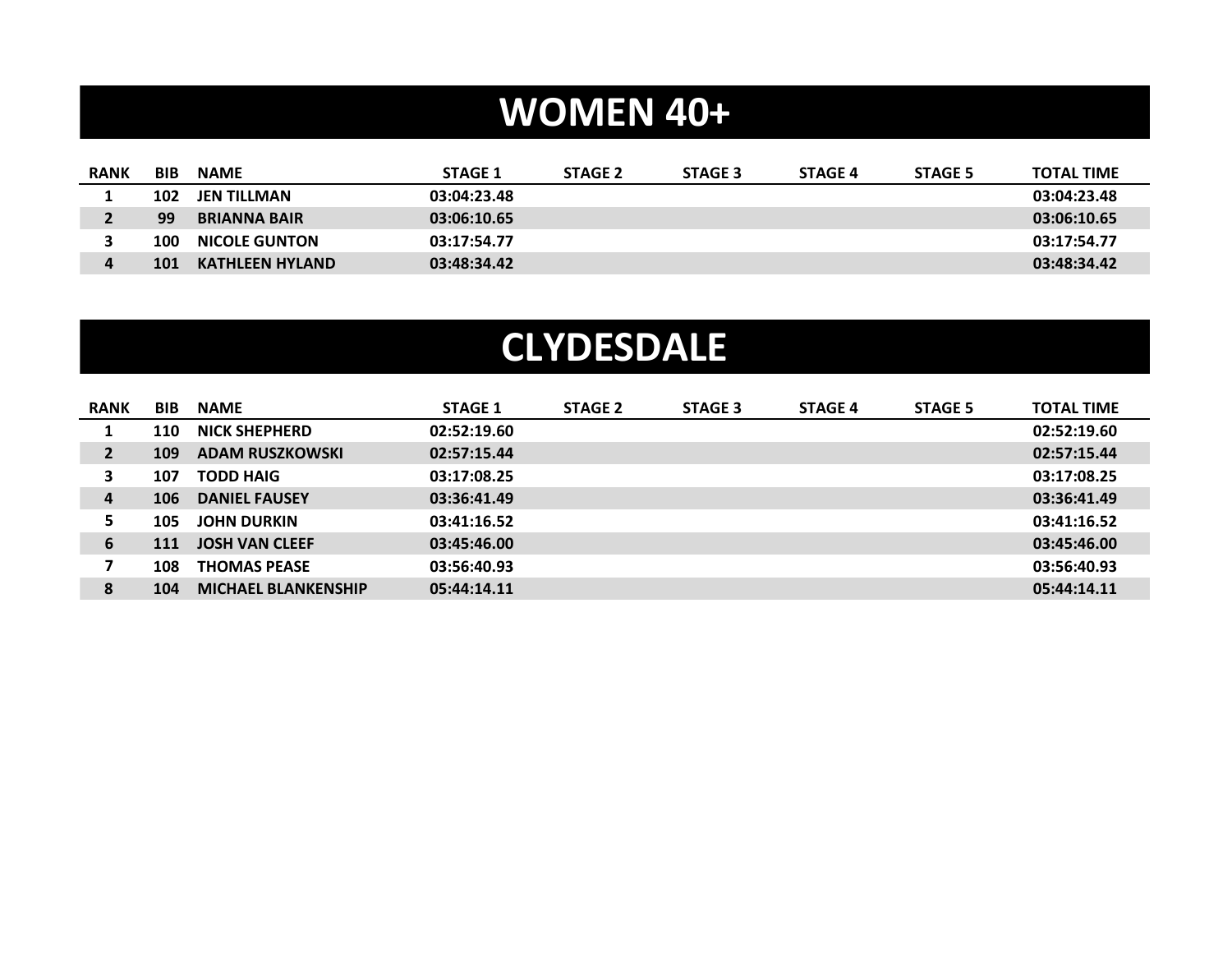# WOMEN 40+

| RANK | BIB | NAME | STAGE 1 | STAGE 2 | STAGE 3 | STAGE 4 | STAGE 5 | TOTAL TIME |
|---|---|---|---|---|---|---|---|---|
| 1 | 102 | JEN TILLMAN | 03:04:23.48 | | | | | 03:04:23.48 |
| 2 | 99 | BRIANNA BAIR | 03:06:10.65 | | | | | 03:06:10.65 |
| 3 | 100 | NICOLE GUNTON | 03:17:54.77 | | | | | 03:17:54.77 |
| 4 | 101 | KATHLEEN HYLAND | 03:48:34.42 | | | | | 03:48:34.42 |

# CLYDESDALE

| RANK | BIB | NAME | STAGE 1 | STAGE 2 | STAGE 3 | STAGE 4 | STAGE 5 | TOTAL TIME |
|---|---|---|---|---|---|---|---|---|
| 1 | 110 | NICK SHEPHERD | 02:52:19.60 | | | | | 02:52:19.60 |
| 2 | 109 | ADAM RUSZKOWSKI | 02:57:15.44 | | | | | 02:57:15.44 |
| 3 | 107 | TODD HAIG | 03:17:08.25 | | | | | 03:17:08.25 |
| 4 | 106 | DANIEL FAUSEY | 03:36:41.49 | | | | | 03:36:41.49 |
| 5 | 105 | JOHN DURKIN | 03:41:16.52 | | | | | 03:41:16.52 |
| 6 | 111 | JOSH VAN CLEEF | 03:45:46.00 | | | | | 03:45:46.00 |
| 7 | 108 | THOMAS PEASE | 03:56:40.93 | | | | | 03:56:40.93 |
| 8 | 104 | MICHAEL BLANKENSHIP | 05:44:14.11 | | | | | 05:44:14.11 |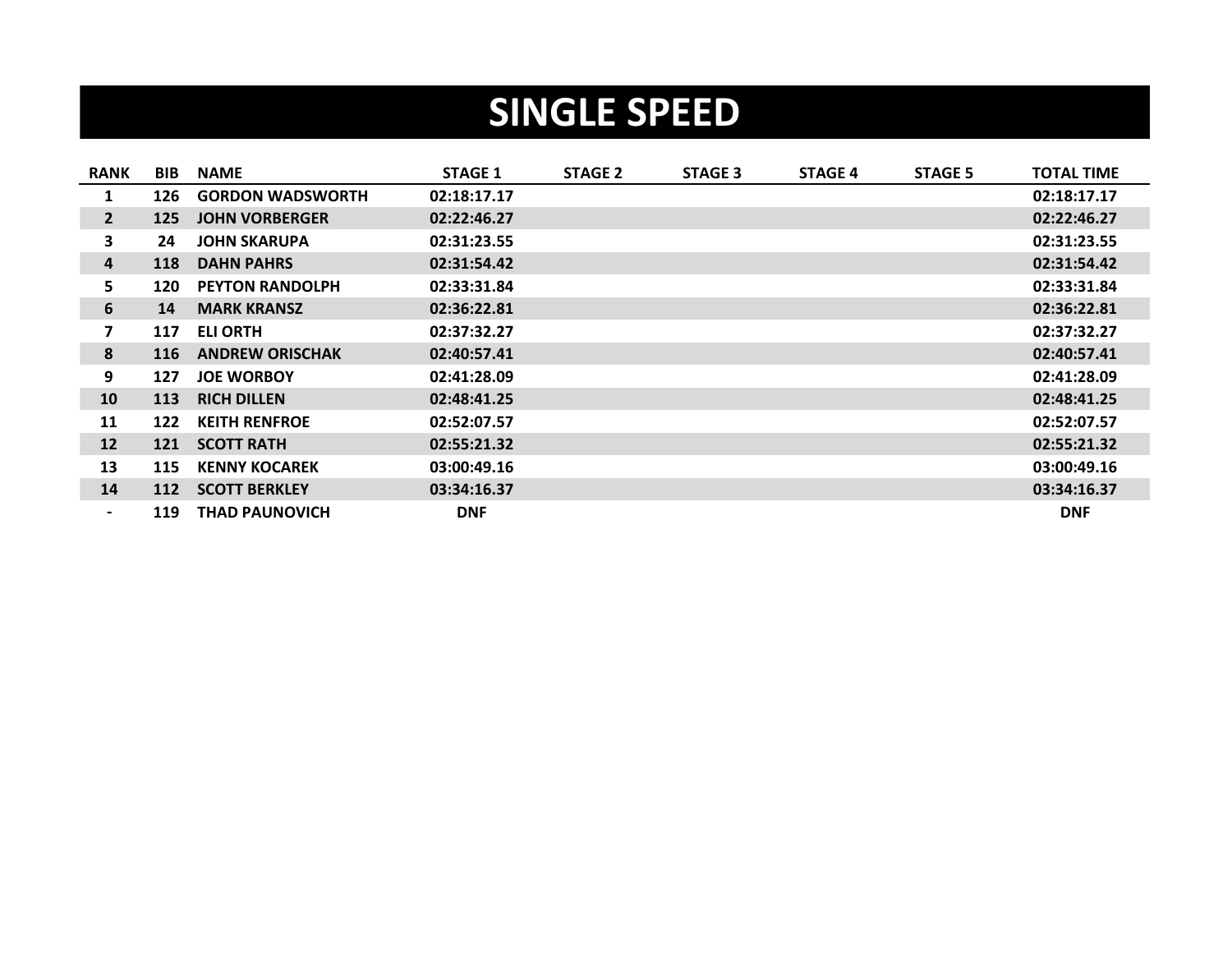# SINGLE SPEED

| RANK | BIB | NAME | STAGE 1 | STAGE 2 | STAGE 3 | STAGE 4 | STAGE 5 | TOTAL TIME |
|---|---|---|---|---|---|---|---|---|
| 1 | 126 | GORDON WADSWORTH | 02:18:17.17 | | | | | 02:18:17.17 |
| 2 | 125 | JOHN VORBERGER | 02:22:46.27 | | | | | 02:22:46.27 |
| 3 | 24 | JOHN SKARUPA | 02:31:23.55 | | | | | 02:31:23.55 |
| 4 | 118 | DAHN PAHRS | 02:31:54.42 | | | | | 02:31:54.42 |
| 5 | 120 | PEYTON RANDOLPH | 02:33:31.84 | | | | | 02:33:31.84 |
| 6 | 14 | MARK KRANSZ | 02:36:22.81 | | | | | 02:36:22.81 |
| 7 | 117 | ELI ORTH | 02:37:32.27 | | | | | 02:37:32.27 |
| 8 | 116 | ANDREW ORISCHAK | 02:40:57.41 | | | | | 02:40:57.41 |
| 9 | 127 | JOE WORBOY | 02:41:28.09 | | | | | 02:41:28.09 |
| 10 | 113 | RICH DILLEN | 02:48:41.25 | | | | | 02:48:41.25 |
| 11 | 122 | KEITH RENFROE | 02:52:07.57 | | | | | 02:52:07.57 |
| 12 | 121 | SCOTT RATH | 02:55:21.32 | | | | | 02:55:21.32 |
| 13 | 115 | KENNY KOCAREK | 03:00:49.16 | | | | | 03:00:49.16 |
| 14 | 112 | SCOTT BERKLEY | 03:34:16.37 | | | | | 03:34:16.37 |
| - | 119 | THAD PAUNOVICH | DNF | | | | | DNF |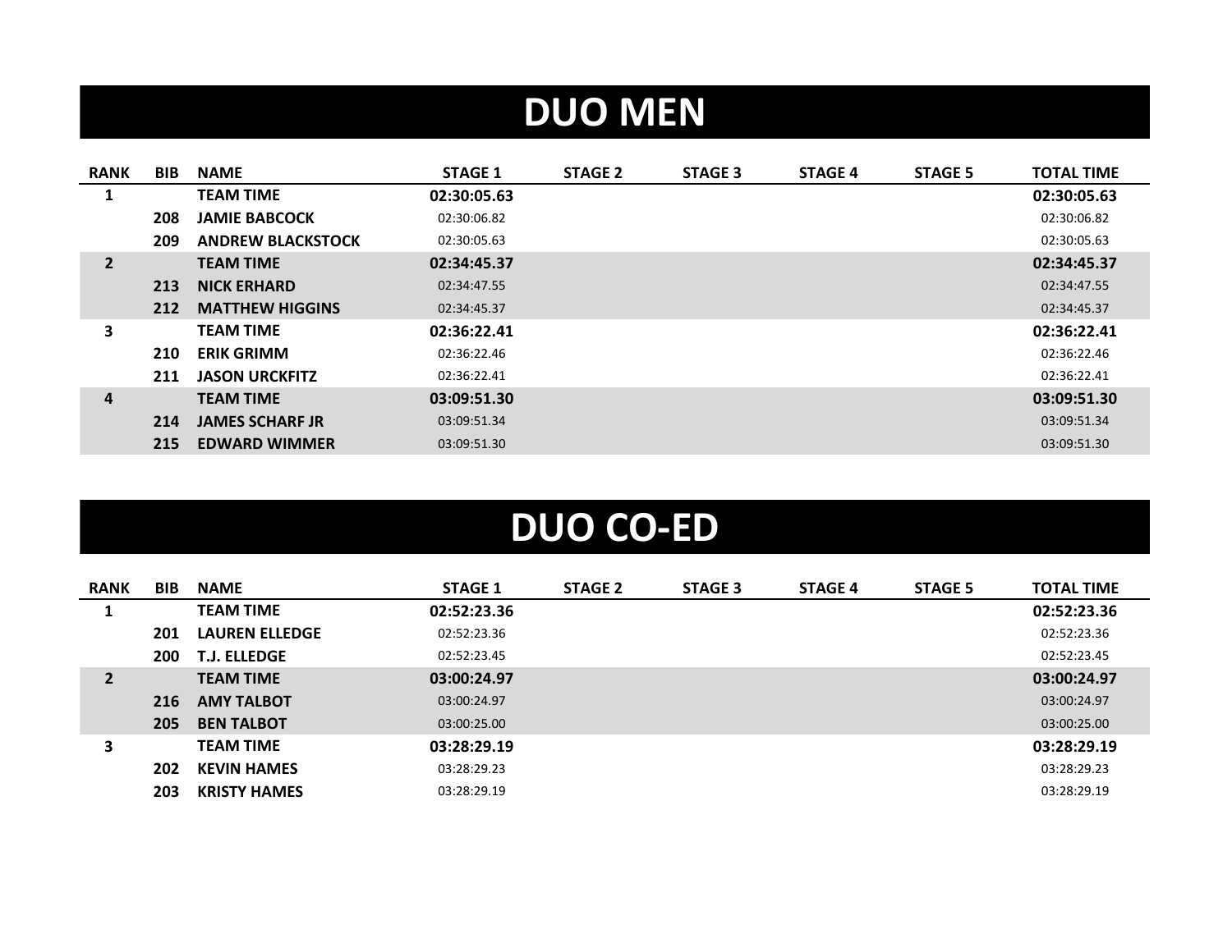# DUO MEN

| RANK | BIB | NAME | STAGE 1 | STAGE 2 | STAGE 3 | STAGE 4 | STAGE 5 | TOTAL TIME |
|---|---|---|---|---|---|---|---|---|
| **1** | | **TEAM TIME** | **02:30:05.63** | | | | | **02:30:05.63** |
| | **208** | **JAMIE BABCOCK** | 02:30:06.82 | | | | | 02:30:06.82 |
| | **209** | **ANDREW BLACKSTOCK** | 02:30:05.63 | | | | | 02:30:05.63 |
| **2** | | **TEAM TIME** | **02:34:45.37** | | | | | **02:34:45.37** |
| | **213** | **NICK ERHARD** | 02:34:47.55 | | | | | 02:34:47.55 |
| | **212** | **MATTHEW HIGGINS** | 02:34:45.37 | | | | | 02:34:45.37 |
| **3** | | **TEAM TIME** | **02:36:22.41** | | | | | **02:36:22.41** |
| | **210** | **ERIK GRIMM** | 02:36:22.46 | | | | | 02:36:22.46 |
| | **211** | **JASON URCKFITZ** | 02:36:22.41 | | | | | 02:36:22.41 |
| **4** | | **TEAM TIME** | **03:09:51.30** | | | | | **03:09:51.30** |
| | **214** | **JAMES SCHARF JR** | 03:09:51.34 | | | | | 03:09:51.34 |
| | **215** | **EDWARD WIMMER** | 03:09:51.30 | | | | | 03:09:51.30 |

# DUO CO-ED

| RANK | BIB | NAME | STAGE 1 | STAGE 2 | STAGE 3 | STAGE 4 | STAGE 5 | TOTAL TIME |
|---|---|---|---|---|---|---|---|---|
| **1** | | **TEAM TIME** | **02:52:23.36** | | | | | **02:52:23.36** |
| | **201** | **LAUREN ELLEDGE** | 02:52:23.36 | | | | | 02:52:23.36 |
| | **200** | **T.J. ELLEDGE** | 02:52:23.45 | | | | | 02:52:23.45 |
| **2** | | **TEAM TIME** | **03:00:24.97** | | | | | **03:00:24.97** |
| | **216** | **AMY TALBOT** | 03:00:24.97 | | | | | 03:00:24.97 |
| | **205** | **BEN TALBOT** | 03:00:25.00 | | | | | 03:00:25.00 |
| **3** | | **TEAM TIME** | **03:28:29.19** | | | | | **03:28:29.19** |
| | **202** | **KEVIN HAMES** | 03:28:29.23 | | | | | 03:28:29.23 |
| | **203** | **KRISTY HAMES** | 03:28:29.19 | | | | | 03:28:29.19 |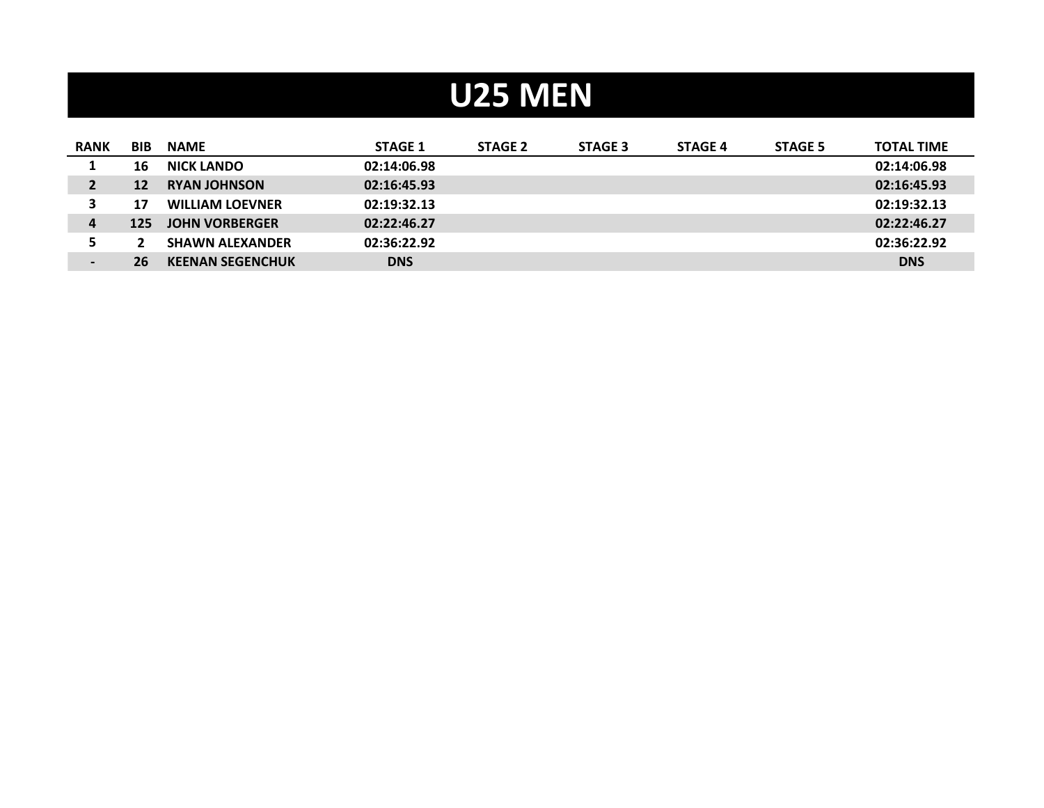# U25 MEN

| RANK | BIB | NAME | STAGE 1 | STAGE 2 | STAGE 3 | STAGE 4 | STAGE 5 | TOTAL TIME |
|---|---|---|---|---|---|---|---|---|
| 1 | 16 | NICK LANDO | 02:14:06.98 | | | | | 02:14:06.98 |
| 2 | 12 | RYAN JOHNSON | 02:16:45.93 | | | | | 02:16:45.93 |
| 3 | 17 | WILLIAM LOEVNER | 02:19:32.13 | | | | | 02:19:32.13 |
| 4 | 125 | JOHN VORBERGER | 02:22:46.27 | | | | | 02:22:46.27 |
| 5 | 2 | SHAWN ALEXANDER | 02:36:22.92 | | | | | 02:36:22.92 |
| - | 26 | KEENAN SEGENCHUK | DNS | | | | | DNS |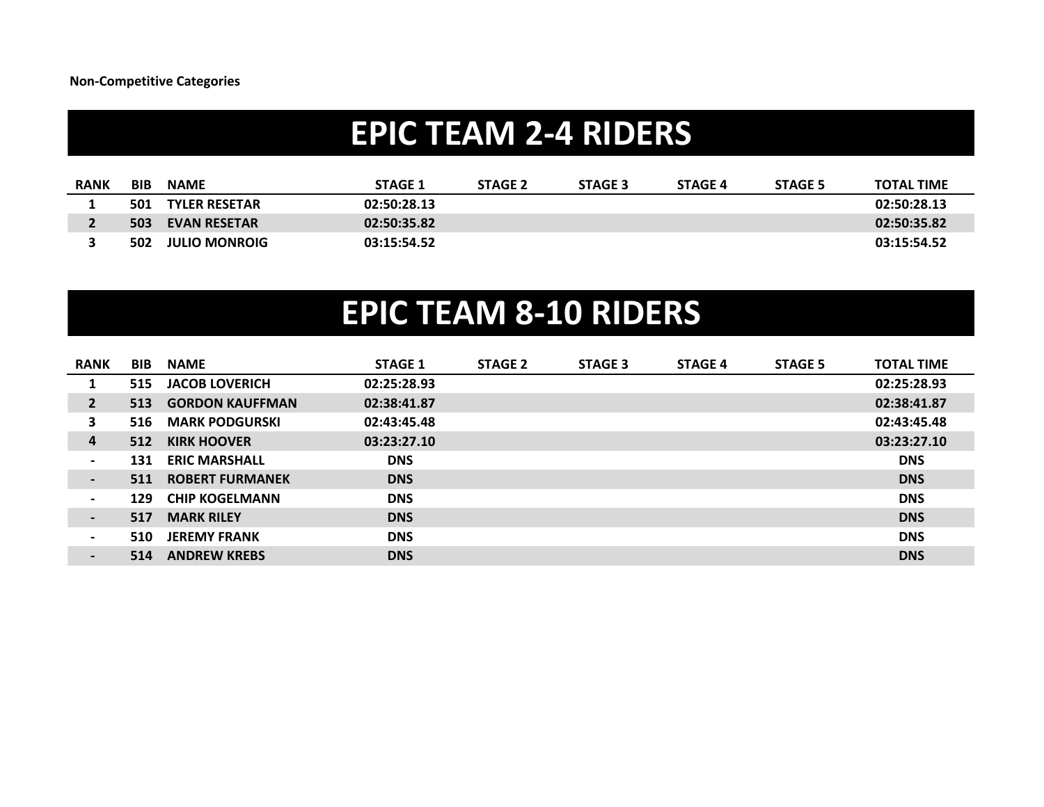**Non-Competitive Categories**

# EPIC TEAM 2-4 RIDERS

| RANK | BIB | NAME | STAGE 1 | STAGE 2 | STAGE 3 | STAGE 4 | STAGE 5 | TOTAL TIME |
|---|---|---|---|---|---|---|---|---|
| 1 | 501 | TYLER RESETAR | 02:50:28.13 | | | | | 02:50:28.13 |
| 2 | 503 | EVAN RESETAR | 02:50:35.82 | | | | | 02:50:35.82 |
| 3 | 502 | JULIO MONROIG | 03:15:54.52 | | | | | 03:15:54.52 |

# EPIC TEAM 8-10 RIDERS

| RANK | BIB | NAME | STAGE 1 | STAGE 2 | STAGE 3 | STAGE 4 | STAGE 5 | TOTAL TIME |
|---|---|---|---|---|---|---|---|---|
| 1 | 515 | JACOB LOVERICH | 02:25:28.93 | | | | | 02:25:28.93 |
| 2 | 513 | GORDON KAUFFMAN | 02:38:41.87 | | | | | 02:38:41.87 |
| 3 | 516 | MARK PODGURSKI | 02:43:45.48 | | | | | 02:43:45.48 |
| 4 | 512 | KIRK HOOVER | 03:23:27.10 | | | | | 03:23:27.10 |
| - | 131 | ERIC MARSHALL | DNS | | | | | DNS |
| - | 511 | ROBERT FURMANEK | DNS | | | | | DNS |
| - | 129 | CHIP KOGELMANN | DNS | | | | | DNS |
| - | 517 | MARK RILEY | DNS | | | | | DNS |
| - | 510 | JEREMY FRANK | DNS | | | | | DNS |
| - | 514 | ANDREW KREBS | DNS | | | | | DNS |